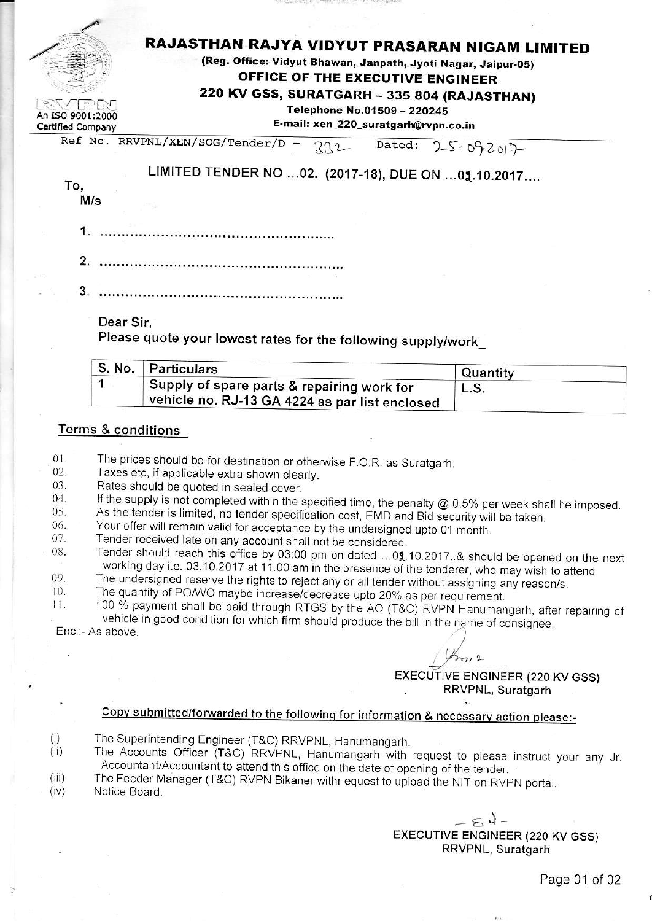# RAJASTHAN RAJYA VIDYUT PRASARAN NIGAM LIMITED

**(Reg. Office: Vidyut Bhawan, Janpath, Jyoti Nagar, Jaipur-05)**

**OFFICE OF THE EXECUTIVE ENGINEER**

**220 KV GSS, SURATGARH – 335 804 (RAJASTHAN)**

**Telephone No.01509 – 220245**

**E-mail: xen_220_suratgarh@rvpn.co.in**

RVPN
An ISO 9001:2000 Certified Company

Ref No. RRVPNL/XEN/SOG/Tender/D – 332    Dated: 25.09.2017

LIMITED TENDER NO ...02. (2017-18), DUE ON ...01.10.2017....

To,
M/s

1. ....................................................
2. ....................................................
3. ....................................................

Dear Sir,

Please quote your lowest rates for the following supply/work_

| S. No. | Particulars | Quantity |
|---|---|---|
| 1 | Supply of spare parts & repairing work for vehicle no. RJ-13 GA 4224 as par list enclosed | L.S. |

## Terms & conditions

01. The prices should be for destination or otherwise F.O.R. as Suratgarh.
02. Taxes etc, if applicable extra shown clearly.
03. Rates should be quoted in sealed cover.
04. If the supply is not completed within the specified time, the penalty @ 0.5% per week shall be imposed.
05. As the tender is limited, no tender specification cost, EMD and Bid security will be taken.
06. Your offer will remain valid for acceptance by the undersigned upto 01 month.
07. Tender received late on any account shall not be considered.
08. Tender should reach this office by 03:00 pm on dated ...01.10.2017..& should be opened on the next working day i.e. 03.10.2017 at 11.00 am in the presence of the tenderer, who may wish to attend.
09. The undersigned reserve the rights to reject any or all tender without assigning any reason/s.
10. The quantity of PO/WO maybe increase/decrease upto 20% as per requirement.
11. 100 % payment shall be paid through RTGS by the AO (T&C) RVPN Hanumangarh, after repairing of vehicle in good condition for which firm should produce the bill in the name of consignee.

Encl:- As above.

EXECUTIVE ENGINEER (220 KV GSS)
RRVPNL, Suratgarh

## Copy submitted/forwarded to the following for information & necessary action please:-

(i) The Superintending Engineer (T&C) RRVPNL, Hanumangarh.
(ii) The Accounts Officer (T&C) RRVPNL, Hanumangarh with request to please instruct your any Jr. Accountant/Accountant to attend this office on the date of opening of the tender.
(iii) The Feeder Manager (T&C) RVPN Bikaner withr equest to upload the NIT on RVPN portal.
(iv) Notice Board.

-Sd-
EXECUTIVE ENGINEER (220 KV GSS)
RRVPNL, Suratgarh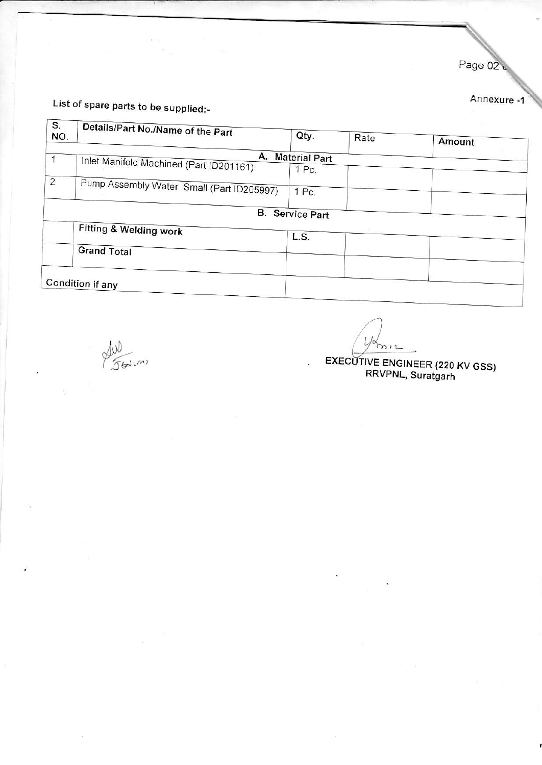Annexure -1

List of spare parts to be supplied:-

| S. NO. | Details/Part No./Name of the Part | Qty. | Rate | Amount |
|---|---|---|---|---|
| | A. Material Part | | | |
| 1 | Inlet Manifold Machined (Part ID201161) | 1 Pc. | | |
| 2 | Pump Assembly Water Small (Part ID205997) | 1 Pc. | | |
| | B. Service Part | | | |
| | Fitting & Welding work | L.S. | | |
| | Grand Total | | | |
| Condition if any | | | | |

JEN(M)

EXECUTIVE ENGINEER (220 KV GSS)
RRVPNL, Suratgarh